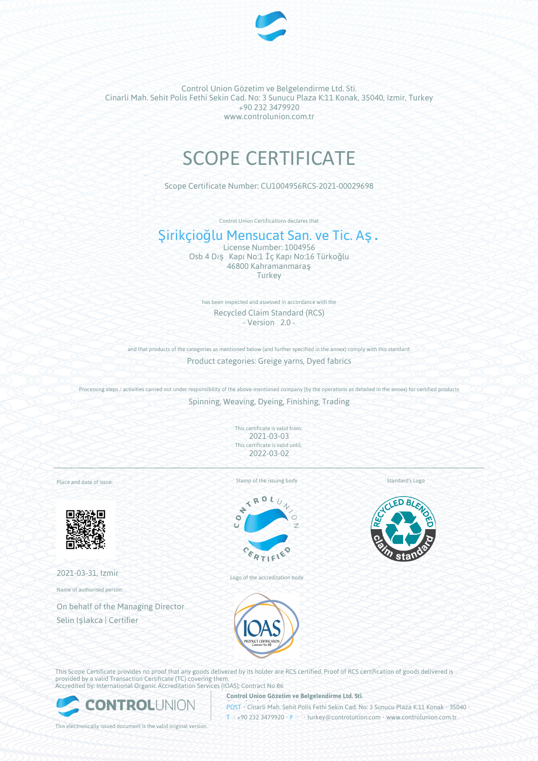Control Union Gözetim ve Belgelendirme Ltd. Sti.
Cinarli Mah. Sehit Polis Fethi Sekin Cad. No: 3 Sunucu Plaza K:11 Konak, 35040, Izmir, Turkey
+90 232 3479920
www.controlunion.com.tr

# SCOPE CERTIFICATE

Scope Certificate Number: CU1004956RCS-2021-00029698

Control Union Certifications declares that

## Şirikçioğlu Mensucat San. ve Tic. Aş .

License Number: 1004956
Osb 4 Dış Kapı No:1 İç Kapı No:16 Türkoğlu
46800 Kahramanmaraş
Turkey

has been inspected and assessed in accordance with the

Recycled Claim Standard (RCS)
- Version 2.0 -

and that products of the categories as mentioned below (and further specified in the annex) comply with this standard:

Product categories: Greige yarns, Dyed fabrics

Processing steps / activities carried out under responsibility of the above-mentioned company (by the operations as detailed in the annex) for certified products

Spinning, Weaving, Dyeing, Finishing, Trading

This certificate is valid from:
2021-03-03
This certificate is valid until:
2022-03-02

Place and date of issue:

2021-03-31, Izmir

Name of authorised person:

On behalf of the Managing Director
Selin Işlakca | Certifier

Stamp of the issuing body

Logo of the accreditation body

Standard's Logo

This Scope Certificate provides no proof that any goods delivered by its holder are RCS certified. Proof of RCS certification of goods delivered is provided by a valid Transaction Certificate (TC) covering them.
Accredited by: International Organic Accreditation Services (IOAS); Contract No 86

This electronically issued document is the valid original version.

**Control Union Gözetim ve Belgelendirme Ltd. Sti.**
POST • Cinarli Mah. Sehit Polis Fethi Sekin Cad. No: 3 Sunucu Plaza K:11 Konak • 35040 •
T • +90 232 3479920 • F • • turkey@controlunion.com • www.controlunion.com.tr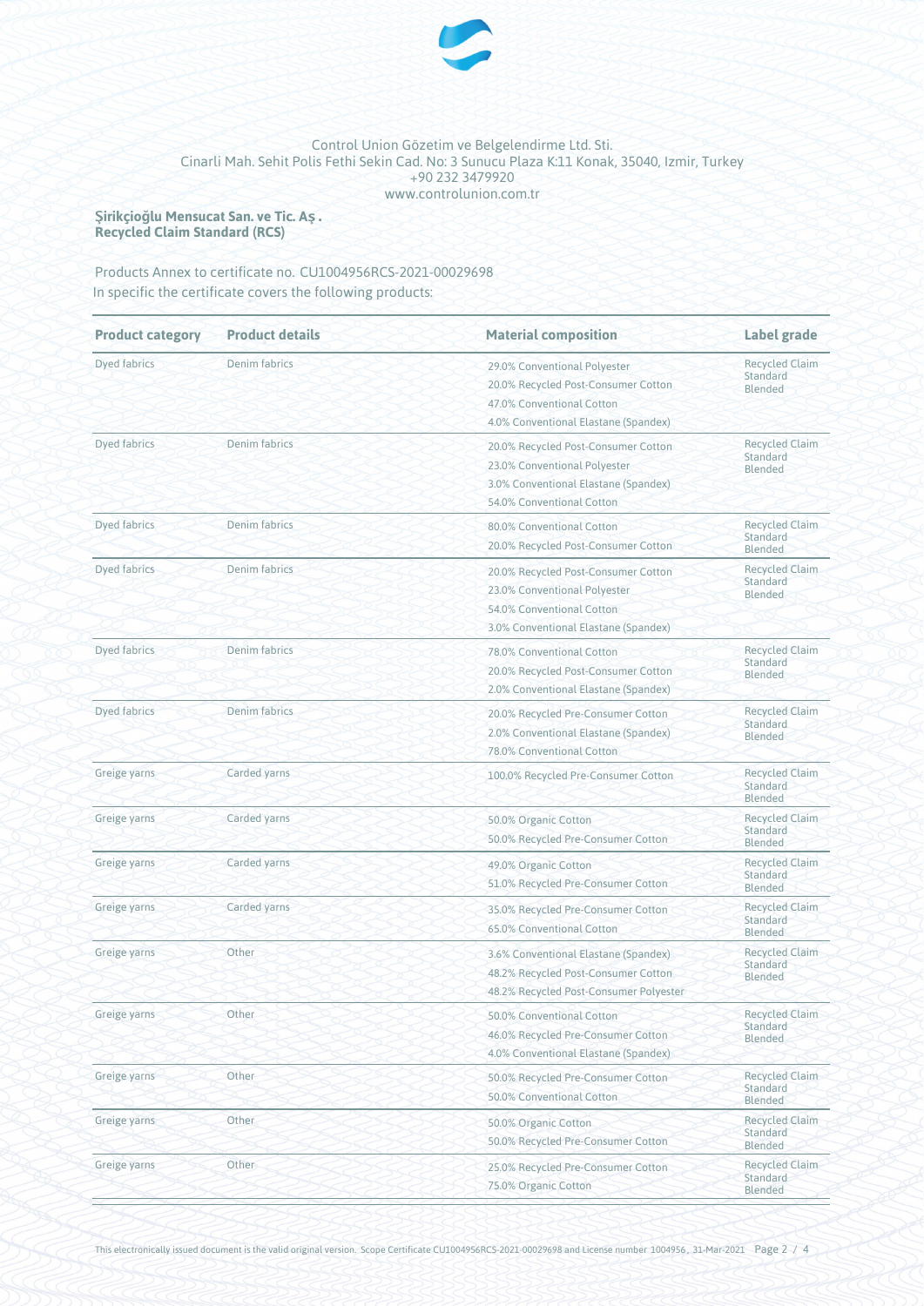Control Union Gözetim ve Belgelendirme Ltd. Sti.
Cinarli Mah. Sehit Polis Fethi Sekin Cad. No: 3 Sunucu Plaza K:11 Konak, 35040, Izmir, Turkey
+90 232 3479920
www.controlunion.com.tr

**Şirikçioğlu Mensucat San. ve Tic. Aş .**
**Recycled Claim Standard (RCS)**

Products Annex to certificate no. CU1004956RCS-2021-00029698
In specific the certificate covers the following products:

| Product category | Product details | Material composition | Label grade |
|---|---|---|---|
| Dyed fabrics | Denim fabrics | 29.0% Conventional Polyester<br>20.0% Recycled Post-Consumer Cotton<br>47.0% Conventional Cotton<br>4.0% Conventional Elastane (Spandex) | Recycled Claim Standard Blended |
| Dyed fabrics | Denim fabrics | 20.0% Recycled Post-Consumer Cotton<br>23.0% Conventional Polyester<br>3.0% Conventional Elastane (Spandex)<br>54.0% Conventional Cotton | Recycled Claim Standard Blended |
| Dyed fabrics | Denim fabrics | 80.0% Conventional Cotton<br>20.0% Recycled Post-Consumer Cotton | Recycled Claim Standard Blended |
| Dyed fabrics | Denim fabrics | 20.0% Recycled Post-Consumer Cotton<br>23.0% Conventional Polyester<br>54.0% Conventional Cotton<br>3.0% Conventional Elastane (Spandex) | Recycled Claim Standard Blended |
| Dyed fabrics | Denim fabrics | 78.0% Conventional Cotton<br>20.0% Recycled Post-Consumer Cotton<br>2.0% Conventional Elastane (Spandex) | Recycled Claim Standard Blended |
| Dyed fabrics | Denim fabrics | 20.0% Recycled Pre-Consumer Cotton<br>2.0% Conventional Elastane (Spandex)<br>78.0% Conventional Cotton | Recycled Claim Standard Blended |
| Greige yarns | Carded yarns | 100.0% Recycled Pre-Consumer Cotton | Recycled Claim Standard Blended |
| Greige yarns | Carded yarns | 50.0% Organic Cotton<br>50.0% Recycled Pre-Consumer Cotton | Recycled Claim Standard Blended |
| Greige yarns | Carded yarns | 49.0% Organic Cotton<br>51.0% Recycled Pre-Consumer Cotton | Recycled Claim Standard Blended |
| Greige yarns | Carded yarns | 35.0% Recycled Pre-Consumer Cotton<br>65.0% Conventional Cotton | Recycled Claim Standard Blended |
| Greige yarns | Other | 3.6% Conventional Elastane (Spandex)<br>48.2% Recycled Post-Consumer Cotton<br>48.2% Recycled Post-Consumer Polyester | Recycled Claim Standard Blended |
| Greige yarns | Other | 50.0% Conventional Cotton<br>46.0% Recycled Pre-Consumer Cotton<br>4.0% Conventional Elastane (Spandex) | Recycled Claim Standard Blended |
| Greige yarns | Other | 50.0% Recycled Pre-Consumer Cotton<br>50.0% Conventional Cotton | Recycled Claim Standard Blended |
| Greige yarns | Other | 50.0% Organic Cotton<br>50.0% Recycled Pre-Consumer Cotton | Recycled Claim Standard Blended |
| Greige yarns | Other | 25.0% Recycled Pre-Consumer Cotton<br>75.0% Organic Cotton | Recycled Claim Standard Blended |

This electronically issued document is the valid original version. Scope Certificate CU1004956RCS-2021-00029698 and License number 1004956, 31-Mar-2021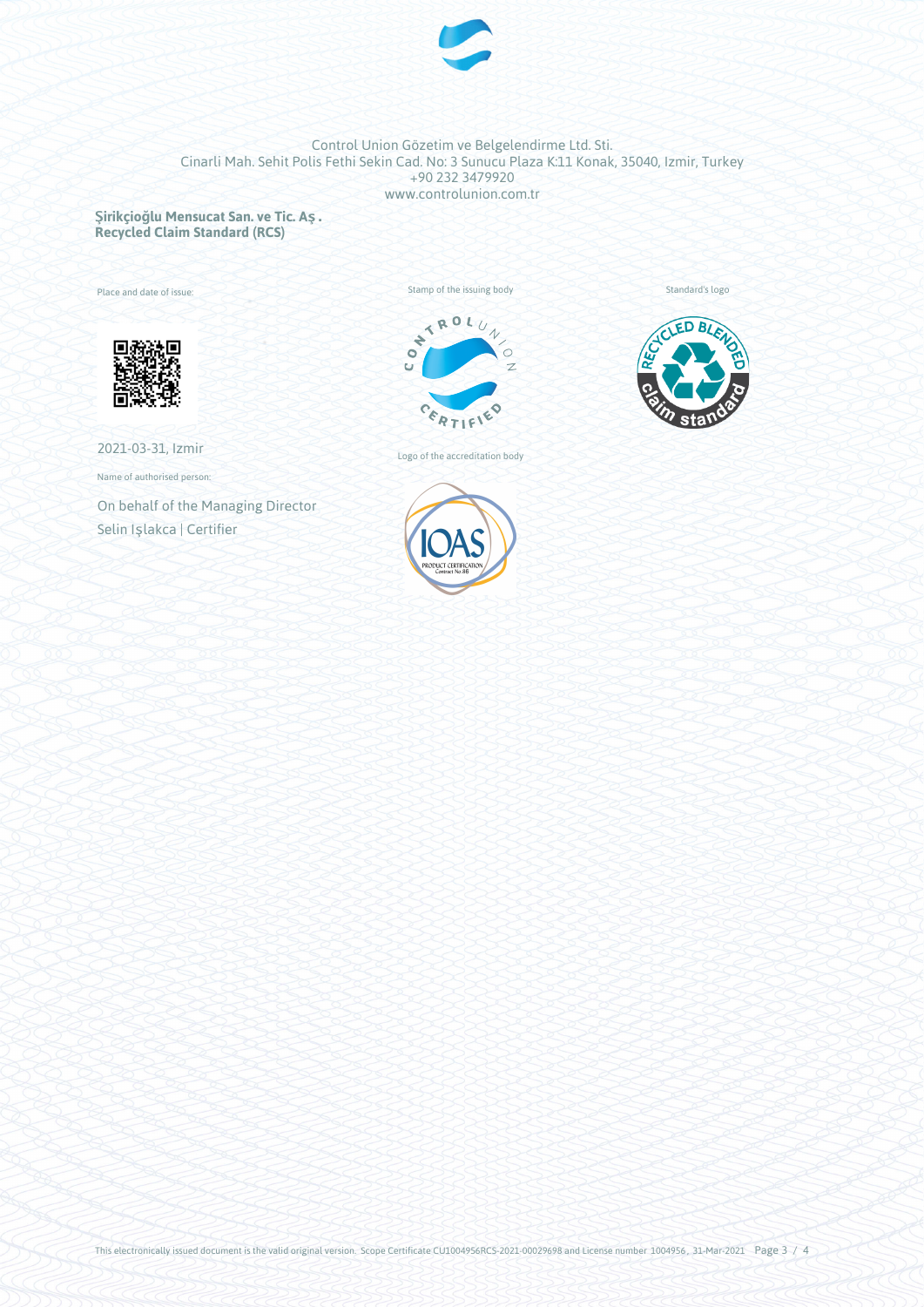Control Union Gözetim ve Belgelendirme Ltd. Sti.
Cinarli Mah. Sehit Polis Fethi Sekin Cad. No: 3 Sunucu Plaza K:11 Konak, 35040, Izmir, Turkey
+90 232 3479920
www.controlunion.com.tr

**Şirikçioğlu Mensucat San. ve Tic. Aş .**
**Recycled Claim Standard (RCS)**

Place and date of issue:

2021-03-31, Izmir

Name of authorised person:

On behalf of the Managing Director
Selin Işlakca | Certifier

Stamp of the issuing body

Logo of the accreditation body

Standard's logo

This electronically issued document is the valid original version. Scope Certificate CU1004956RCS-2021-00029698 and License number 1004956, 31-Mar-2021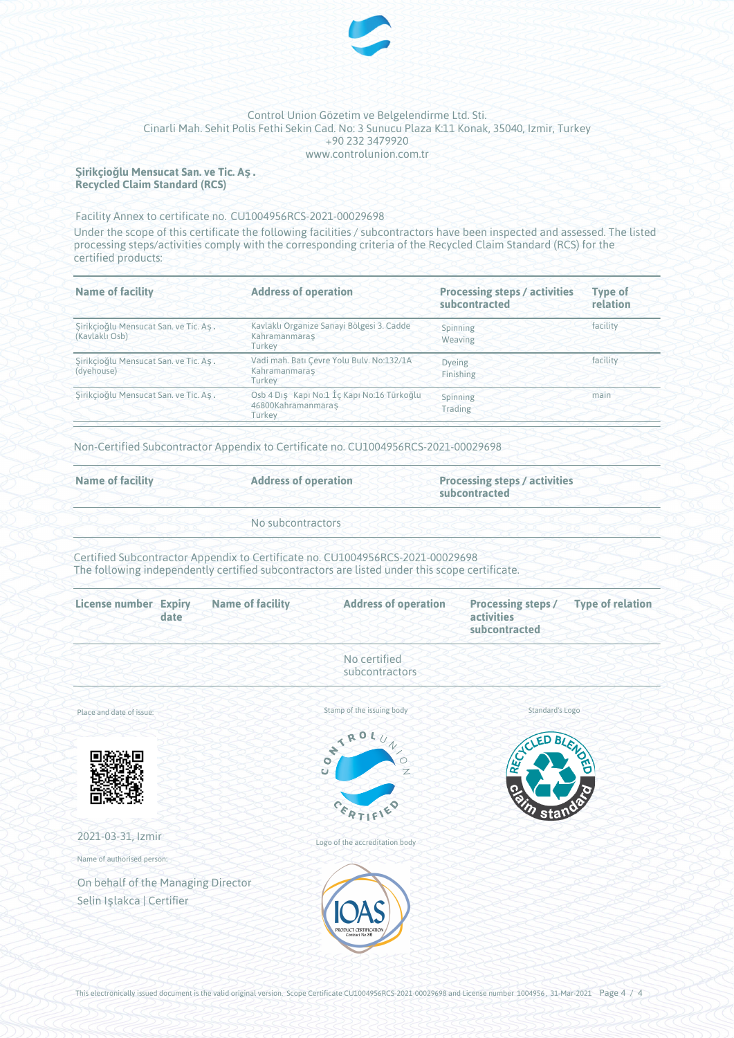Control Union Gözetim ve Belgelendirme Ltd. Sti.
Cinarli Mah. Sehit Polis Fethi Sekin Cad. No: 3 Sunucu Plaza K:11 Konak, 35040, Izmir, Turkey
+90 232 3479920
www.controlunion.com.tr

**Şirikçioğlu Mensucat San. ve Tic. Aş .**
**Recycled Claim Standard (RCS)**

Facility Annex to certificate no. CU1004956RCS-2021-00029698

Under the scope of this certificate the following facilities / subcontractors have been inspected and assessed. The listed processing steps/activities comply with the corresponding criteria of the Recycled Claim Standard (RCS) for the certified products:

| Name of facility | Address of operation | Processing steps / activities subcontracted | Type of relation |
|---|---|---|---|
| Şirikçioğlu Mensucat San. ve Tic. Aş . (Kavlaklı Osb) | Kavlaklı Organize Sanayi Bölgesi 3. Cadde Kahramanmaraş Turkey | Spinning Weaving | facility |
| Şirikçioğlu Mensucat San. ve Tic. Aş . (dyehouse) | Vadi mah. Batı Çevre Yolu Bulv. No:132/1A Kahramanmaraş Turkey | Dyeing Finishing | facility |
| Şirikçioğlu Mensucat San. ve Tic. Aş . | Osb 4 Dış Kapı No:1 İç Kapı No:16 Türkoğlu 46800Kahramanmaraş Turkey | Spinning Trading | main |

Non-Certified Subcontractor Appendix to Certificate no. CU1004956RCS-2021-00029698

| Name of facility | Address of operation | Processing steps / activities subcontracted |
|---|---|---|
| | No subcontractors | |

Certified Subcontractor Appendix to Certificate no. CU1004956RCS-2021-00029698
The following independently certified subcontractors are listed under this scope certificate.

| License number | Expiry date | Name of facility | Address of operation | Processing steps / activities subcontracted | Type of relation |
|---|---|---|---|---|---|
| | | | No certified subcontractors | | |

Place and date of issue:

2021-03-31, Izmir

Name of authorised person:

On behalf of the Managing Director
Selin Işlakca | Certifier

Stamp of the issuing body

Logo of the accreditation body

Standard's Logo

This electronically issued document is the valid original version. Scope Certificate CU1004956RCS-2021-00029698 and License number 1004956, 31-Mar-2021